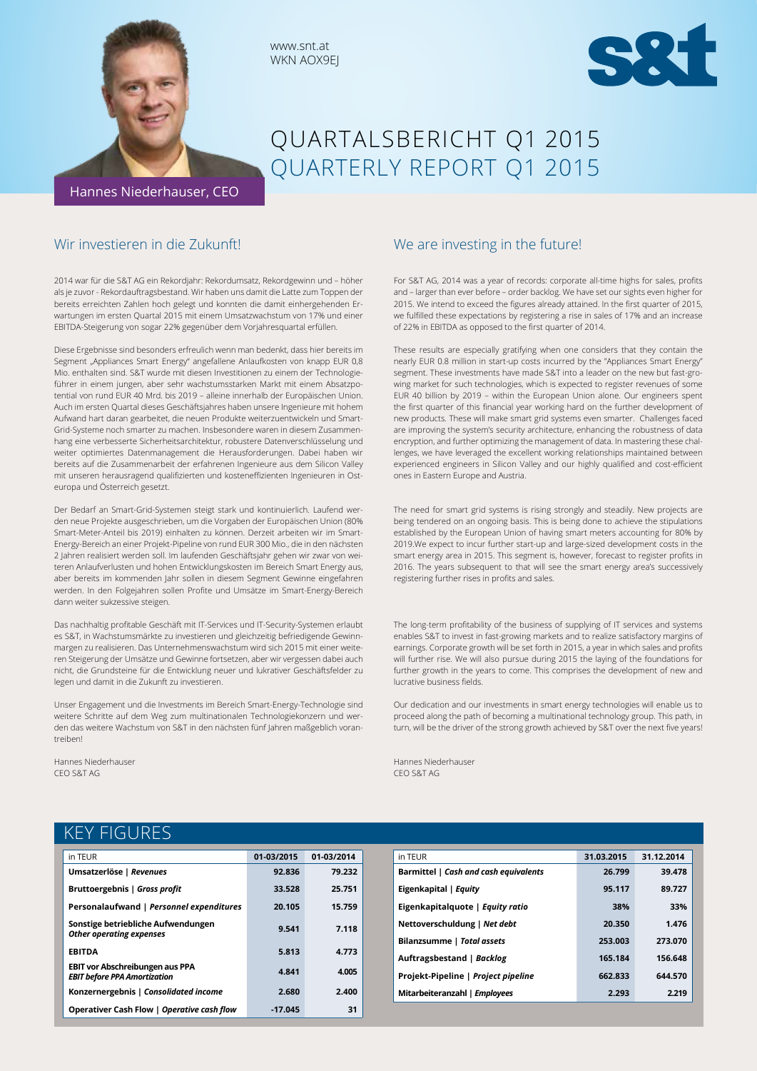www.snt.at
WKN AOX9EJ

s&t

# QUARTALSBERICHT Q1 2015
# QUARTERLY REPORT Q1 2015

Hannes Niederhauser, CEO

## Wir investieren in die Zukunft!

2014 war für die S&T AG ein Rekordjahr: Rekordumsatz, Rekordgewinn und – höher als je zuvor - Rekordauftragsbestand. Wir haben uns damit die Latte zum Toppen der bereits erreichten Zahlen hoch gelegt und konnten die damit einhergehenden Erwartungen im ersten Quartal 2015 mit einem Umsatzwachstum von 17% und einer EBITDA-Steigerung von sogar 22% gegenüber dem Vorjahresquartal erfüllen.

Diese Ergebnisse sind besonders erfreulich wenn man bedenkt, dass hier bereits im Segment „Appliances Smart Energy" angefallene Anlaufkosten von knapp EUR 0,8 Mio. enthalten sind. S&T wurde mit diesen Investitionen zu einem der Technologieführer in einem jungen, aber sehr wachstumsstarken Markt mit einem Absatzpotential von rund EUR 40 Mrd. bis 2019 – alleine innerhalb der Europäischen Union. Auch im ersten Quartal dieses Geschäftsjahres haben unsere Ingenieure mit hohem Aufwand hart daran gearbeitet, die neuen Produkte weiterzuentwickeln und Smart-Grid-Systeme noch smarter zu machen. Insbesondere waren in diesem Zusammenhang eine verbesserte Sicherheitsarchitektur, robustere Datenverschlüsselung und weiter optimiertes Datenmanagement die Herausforderungen. Dabei haben wir bereits auf die Zusammenarbeit der erfahrenen Ingenieure aus dem Silicon Valley mit unseren herausragend qualifizierten und kosteneffizienten Ingenieuren in Osteuropa und Österreich gesetzt.

Der Bedarf an Smart-Grid-Systemen steigt stark und kontinuierlich. Laufend werden neue Projekte ausgeschrieben, um die Vorgaben der Europäischen Union (80% Smart-Meter-Anteil bis 2019) einhalten zu können. Derzeit arbeiten wir im Smart-Energy-Bereich an einer Projekt-Pipeline von rund EUR 300 Mio., die in den nächsten 2 Jahren realisiert werden soll. Im laufenden Geschäftsjahr gehen wir zwar von weiteren Anlaufverlusten und hohen Entwicklungskosten im Bereich Smart Energy aus, aber bereits im kommenden Jahr sollen in diesem Segment Gewinne eingefahren werden. In den Folgejahren sollen Profite und Umsätze im Smart-Energy-Bereich dann weiter sukzessive steigen.

Das nachhaltig profitable Geschäft mit IT-Services und IT-Security-Systemen erlaubt es S&T, in Wachstumsmärkte zu investieren und gleichzeitig befriedigende Gewinnmargen zu realisieren. Das Unternehmenswachstum wird sich 2015 mit einer weiteren Steigerung der Umsätze und Gewinne fortsetzen, aber wir vergessen dabei auch nicht, die Grundsteine für die Entwicklung neuer und lukrativer Geschäftsfelder zu legen und damit in die Zukunft zu investieren.

Unser Engagement und die Investments im Bereich Smart-Energy-Technologie sind weitere Schritte auf dem Weg zum multinationalen Technologiekonzern und werden das weitere Wachstum von S&T in den nächsten fünf Jahren maßgeblich vorantreiben!

Hannes Niederhauser
CEO S&T AG

## We are investing in the future!

For S&T AG, 2014 was a year of records: corporate all-time highs for sales, profits and – larger than ever before – order backlog. We have set our sights even higher for 2015. We intend to exceed the figures already attained. In the first quarter of 2015, we fulfilled these expectations by registering a rise in sales of 17% and an increase of 22% in EBITDA as opposed to the first quarter of 2014.

These results are especially gratifying when one considers that they contain the nearly EUR 0.8 million in start-up costs incurred by the "Appliances Smart Energy" segment. These investments have made S&T into a leader on the new but fast-growing market for such technologies, which is expected to register revenues of some EUR 40 billion by 2019 – within the European Union alone. Our engineers spent the first quarter of this financial year working hard on the further development of new products. These will make smart grid systems even smarter. Challenges faced are improving the system's security architecture, enhancing the robustness of data encryption, and further optimizing the management of data. In mastering these challenges, we have leveraged the excellent working relationships maintained between experienced engineers in Silicon Valley and our highly qualified and cost-efficient ones in Eastern Europe and Austria.

The need for smart grid systems is rising strongly and steadily. New projects are being tendered on an ongoing basis. This is being done to achieve the stipulations established by the European Union of having smart meters accounting for 80% by 2019.We expect to incur further start-up and large-sized development costs in the smart energy area in 2015. This segment is, however, forecast to register profits in 2016. The years subsequent to that will see the smart energy area's successively registering further rises in profits and sales.

The long-term profitability of the business of supplying of IT services and systems enables S&T to invest in fast-growing markets and to realize satisfactory margins of earnings. Corporate growth will be set forth in 2015, a year in which sales and profits will further rise. We will also pursue during 2015 the laying of the foundations for further growth in the years to come. This comprises the development of new and lucrative business fields.

Our dedication and our investments in smart energy technologies will enable us to proceed along the path of becoming a multinational technology group. This path, in turn, will be the driver of the strong growth achieved by S&T over the next five years!

Hannes Niederhauser
CEO S&T AG

## KEY FIGURES

| in TEUR | 01-03/2015 | 01-03/2014 |
|---|---|---|
| **Umsatzerlöse \| *Revenues*** | **92.836** | **79.232** |
| **Bruttoergebnis \| *Gross profit*** | **33.528** | **25.751** |
| **Personalaufwand \| *Personnel expenditures*** | **20.105** | **15.759** |
| **Sonstige betriebliche Aufwendungen *Other operating expenses*** | **9.541** | **7.118** |
| **EBITDA** | **5.813** | **4.773** |
| **EBIT vor Abschreibungen aus PPA *EBIT before PPA Amortization*** | **4.841** | **4.005** |
| **Konzernergebnis \| *Consolidated income*** | **2.680** | **2.400** |
| **Operativer Cash Flow \| *Operative cash flow*** | **-17.045** | **31** |

| in TEUR | 31.03.2015 | 31.12.2014 |
|---|---|---|
| **Barmittel \| *Cash and cash equivalents*** | **26.799** | **39.478** |
| **Eigenkapital \| *Equity*** | **95.117** | **89.727** |
| **Eigenkapitalquote \| *Equity ratio*** | **38%** | **33%** |
| **Nettoverschuldung \| *Net debt*** | **20.350** | **1.476** |
| **Bilanzsumme \| *Total assets*** | **253.003** | **273.070** |
| **Auftragsbestand \| *Backlog*** | **165.184** | **156.648** |
| **Projekt-Pipeline \| *Project pipeline*** | **662.833** | **644.570** |
| **Mitarbeiteranzahl \| *Employees*** | **2.293** | **2.219** |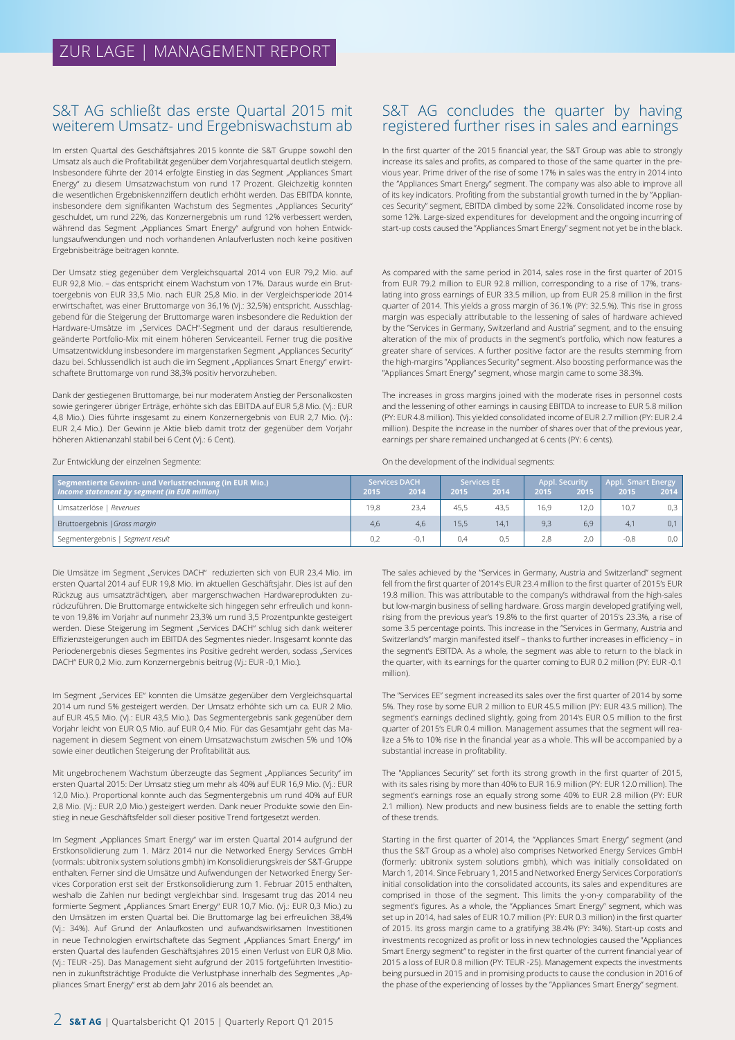# ZUR LAGE | MANAGEMENT REPORT

## S&T AG schließt das erste Quartal 2015 mit weiterem Umsatz- und Ergebniswachstum ab

Im ersten Quartal des Geschäftsjahres 2015 konnte die S&T Gruppe sowohl den Umsatz als auch die Profitabilität gegenüber dem Vorjahresquartal deutlich steigern. Insbesondere führte der 2014 erfolgte Einstieg in das Segment „Appliances Smart Energy" zu diesem Umsatzwachstum von rund 17 Prozent. Gleichzeitig konnten die wesentlichen Ergebniskennziffern deutlich erhöht werden. Das EBITDA konnte, insbesondere dem signifikanten Wachstum des Segmentes „Appliances Security" geschuldet, um rund 22%, das Konzernergebnis um rund 12% verbessert werden, während das Segment „Appliances Smart Energy" aufgrund von hohen Entwicklungsaufwendungen und noch vorhandenen Anlaufverlusten noch keine positiven Ergebnisbeiträge beitragen konnte.

Der Umsatz stieg gegenüber dem Vergleichsquartal 2014 von EUR 79,2 Mio. auf EUR 92,8 Mio. – das entspricht einem Wachstum von 17%. Daraus wurde ein Bruttoergebnis von EUR 33,5 Mio. nach EUR 25,8 Mio. in der Vergleichsperiode 2014 erwirtschaftet, was einer Bruttomarge von 36,1% (Vj.: 32,5%) entspricht. Ausschlaggebend für die Steigerung der Bruttomarge waren insbesondere die Reduktion der Hardware-Umsätze im „Services DACH"-Segment und der daraus resultierende, geänderte Portfolio-Mix mit einem höheren Serviceanteil. Ferner trug die positive Umsatzentwicklung insbesondere im margenstarken Segment „Appliances Security" dazu bei. Schlussendlich ist auch die im Segment „Appliances Smart Energy" erwirtschaftete Bruttomarge von rund 38,3% positiv hervorzuheben.

Dank der gestiegenen Bruttomarge, bei nur moderatem Anstieg der Personalkosten sowie geringerer übriger Erträge, erhöhte sich das EBITDA auf EUR 5,8 Mio. (Vj.: EUR 4,8 Mio.). Dies führte insgesamt zu einem Konzernergebnis von EUR 2,7 Mio. (Vj.: EUR 2,4 Mio.). Der Gewinn je Aktie blieb damit trotz der gegenüber dem Vorjahr höheren Aktienanzahl stabil bei 6 Cent (Vj.: 6 Cent).

Zur Entwicklung der einzelnen Segmente:

## S&T AG concludes the quarter by having registered further rises in sales and earnings

In the first quarter of the 2015 financial year, the S&T Group was able to strongly increase its sales and profits, as compared to those of the same quarter in the previous year. Prime driver of the rise of some 17% in sales was the entry in 2014 into the "Appliances Smart Energy" segment. The company was also able to improve all of its key indicators. Profiting from the substantial growth turned in the by "Appliances Security" segment, EBITDA climbed by some 22%. Consolidated income rose by some 12%. Large-sized expenditures for development and the ongoing incurring of start-up costs caused the "Appliances Smart Energy" segment not yet be in the black.

As compared with the same period in 2014, sales rose in the first quarter of 2015 from EUR 79.2 million to EUR 92.8 million, corresponding to a rise of 17%, translating into gross earnings of EUR 33.5 million, up from EUR 25.8 million in the first quarter of 2014. This yields a gross margin of 36.1% (PY: 32.5.%). This rise in gross margin was especially attributable to the lessening of sales of hardware achieved by the "Services in Germany, Switzerland and Austria" segment, and to the ensuing alteration of the mix of products in the segment's portfolio, which now features a greater share of services. A further positive factor are the results stemming from the high-margins "Appliances Security" segment. Also boosting performance was the "Appliances Smart Energy" segment, whose margin came to some 38.3%.

The increases in gross margins joined with the moderate rises in personnel costs and the lessening of other earnings in causing EBITDA to increase to EUR 5.8 million (PY: EUR 4.8 million). This yielded consolidated income of EUR 2.7 million (PY: EUR 2.4 million). Despite the increase in the number of shares over that of the previous year, earnings per share remained unchanged at 6 cents (PY: 6 cents).

On the development of the individual segments:

| Segmentierte Gewinn- und Verlustrechnung (in EUR Mio.) *Income statement by segment (in EUR million)* | Services DACH 2015 | Services DACH 2014 | Services EE 2015 | Services EE 2014 | Appl. Security 2015 | Appl. Security 2015 | Appl. Smart Energy 2015 | Appl. Smart Energy 2014 |
|---|---|---|---|---|---|---|---|---|
| Umsatzerlöse \| *Revenues* | 19,8 | 23,4 | 45,5 | 43,5 | 16,9 | 12,0 | 10,7 | 0,3 |
| Bruttoergebnis \| *Gross margin* | 4,6 | 4,6 | 15,5 | 14,1 | 9,3 | 6,9 | 4,1 | 0,1 |
| Segmentergebnis \| *Segment result* | 0,2 | -0,1 | 0,4 | 0,5 | 2,8 | 2,0 | -0,8 | 0,0 |

Die Umsätze im Segment „Services DACH" reduzierten sich von EUR 23,4 Mio. im ersten Quartal 2014 auf EUR 19,8 Mio. im aktuellen Geschäftsjahr. Dies ist auf den Rückzug aus umsatzträchtigen, aber margenschwachen Hardwareprodukten zurückzuführen. Die Bruttomarge entwickelte sich hingegen sehr erfreulich und konnte von 19,8% im Vorjahr auf nunmehr 23,3% um rund 3,5 Prozentpunkte gesteigert werden. Diese Steigerung im Segment „Services DACH" schlug sich dank weiterer Effizienzsteigerungen auch im EBITDA des Segmentes nieder. Insgesamt konnte das Periodenergebnis dieses Segmentes ins Positive gedreht werden, sodass „Services DACH" EUR 0,2 Mio. zum Konzernergebnis beitrug (Vj.: EUR -0,1 Mio.).

Im Segment „Services EE" konnten die Umsätze gegenüber dem Vergleichsquartal 2014 um rund 5% gesteigert werden. Der Umsatz erhöhte sich um ca. EUR 2 Mio. auf EUR 45,5 Mio. (Vj.: EUR 43,5 Mio.). Das Segmentergebnis sank gegenüber dem Vorjahr leicht von EUR 0,5 Mio. auf EUR 0,4 Mio. Für das Gesamtjahr geht das Management in diesem Segment von einem Umsatzwachstum zwischen 5% und 10% sowie einer deutlichen Steigerung der Profitabilität aus.

Mit ungebrochenem Wachstum überzeugte das Segment „Appliances Security" im ersten Quartal 2015: Der Umsatz stieg um mehr als 40% auf EUR 16,9 Mio. (Vj.: EUR 12,0 Mio.). Proportional konnte auch das Segmentergebnis um rund 40% auf EUR 2,8 Mio. (Vj.: EUR 2,0 Mio.) gesteigert werden. Dank neuer Produkte sowie den Einstieg in neue Geschäftsfelder soll dieser positive Trend fortgesetzt werden.

Im Segment „Appliances Smart Energy" war im ersten Quartal 2014 aufgrund der Erstkonsolidierung zum 1. März 2014 nur die Networked Energy Services GmbH (vormals: ubitronix system solutions gmbh) im Konsolidierungskreis der S&T-Gruppe enthalten. Ferner sind die Umsätze und Aufwendungen der Networked Energy Services Corporation erst seit der Erstkonsolidierung zum 1. Februar 2015 enthalten, weshalb die Zahlen nur bedingt vergleichbar sind. Insgesamt trug das 2014 neu formierte Segment „Appliances Smart Energy" EUR 10,7 Mio. (Vj.: EUR 0,3 Mio.) zu den Umsätzen im ersten Quartal bei. Die Bruttomarge lag bei erfreulichen 38,4% (Vj.: 34%). Auf Grund der Anlaufkosten und aufwandswirksamen Investitionen in neue Technologien erwirtschaftete das Segment „Appliances Smart Energy" im ersten Quartal des laufenden Geschäftsjahres 2015 einen Verlust von EUR 0,8 Mio. (Vj.: TEUR -25). Das Management sieht aufgrund der 2015 fortgeführten Investitionen in zukunftsträchtige Produkte die Verlustphase innerhalb des Segmentes „Appliances Smart Energy" erst ab dem Jahr 2016 als beendet an.

The sales achieved by the "Services in Germany, Austria and Switzerland" segment fell from the first quarter of 2014's EUR 23.4 million to the first quarter of 2015's EUR 19.8 million. This was attributable to the company's withdrawal from the high-sales but low-margin business of selling hardware. Gross margin developed gratifying well, rising from the previous year's 19.8% to the first quarter of 2015's 23.3%, a rise of some 3.5 percentage points. This increase in the "Services in Germany, Austria and Switzerland's" margin manifested itself – thanks to further increases in efficiency – in the segment's EBITDA. As a whole, the segment was able to return to the black in the quarter, with its earnings for the quarter coming to EUR 0.2 million (PY: EUR -0.1 million).

The "Services EE" segment increased its sales over the first quarter of 2014 by some 5%. They rose by some EUR 2 million to EUR 45.5 million (PY: EUR 43.5 million). The segment's earnings declined slightly, going from 2014's EUR 0.5 million to the first quarter of 2015's EUR 0.4 million. Management assumes that the segment will realize a 5% to 10% rise in the financial year as a whole. This will be accompanied by a substantial increase in profitability.

The "Appliances Security" set forth its strong growth in the first quarter of 2015, with its sales rising by more than 40% to EUR 16.9 million (PY: EUR 12.0 million). The segment's earnings rose an equally strong some 40% to EUR 2.8 million (PY: EUR 2.1 million). New products and new business fields are to enable the setting forth of these trends.

Starting in the first quarter of 2014, the "Appliances Smart Energy" segment (and thus the S&T Group as a whole) also comprises Networked Energy Services GmbH (formerly: ubitronix system solutions gmbh), which was initially consolidated on March 1, 2014. Since February 1, 2015 and Networked Energy Services Corporation's initial consolidation into the consolidated accounts, its sales and expenditures are comprised in those of the segment. This limits the y-on-y comparability of the segment's figures. As a whole, the "Appliances Smart Energy" segment, which was set up in 2014, had sales of EUR 10.7 million (PY: EUR 0.3 million) in the first quarter of 2015. Its gross margin came to a gratifying 38.4% (PY: 34%). Start-up costs and investments recognized as profit or loss in new technologies caused the "Appliances Smart Energy segment" to register in the first quarter of the current financial year of 2015 a loss of EUR 0.8 million (PY: TEUR -25). Management expects the investments being pursued in 2015 and in promising products to cause the conclusion in 2016 of the phase of the experiencing of losses by the "Appliances Smart Energy" segment.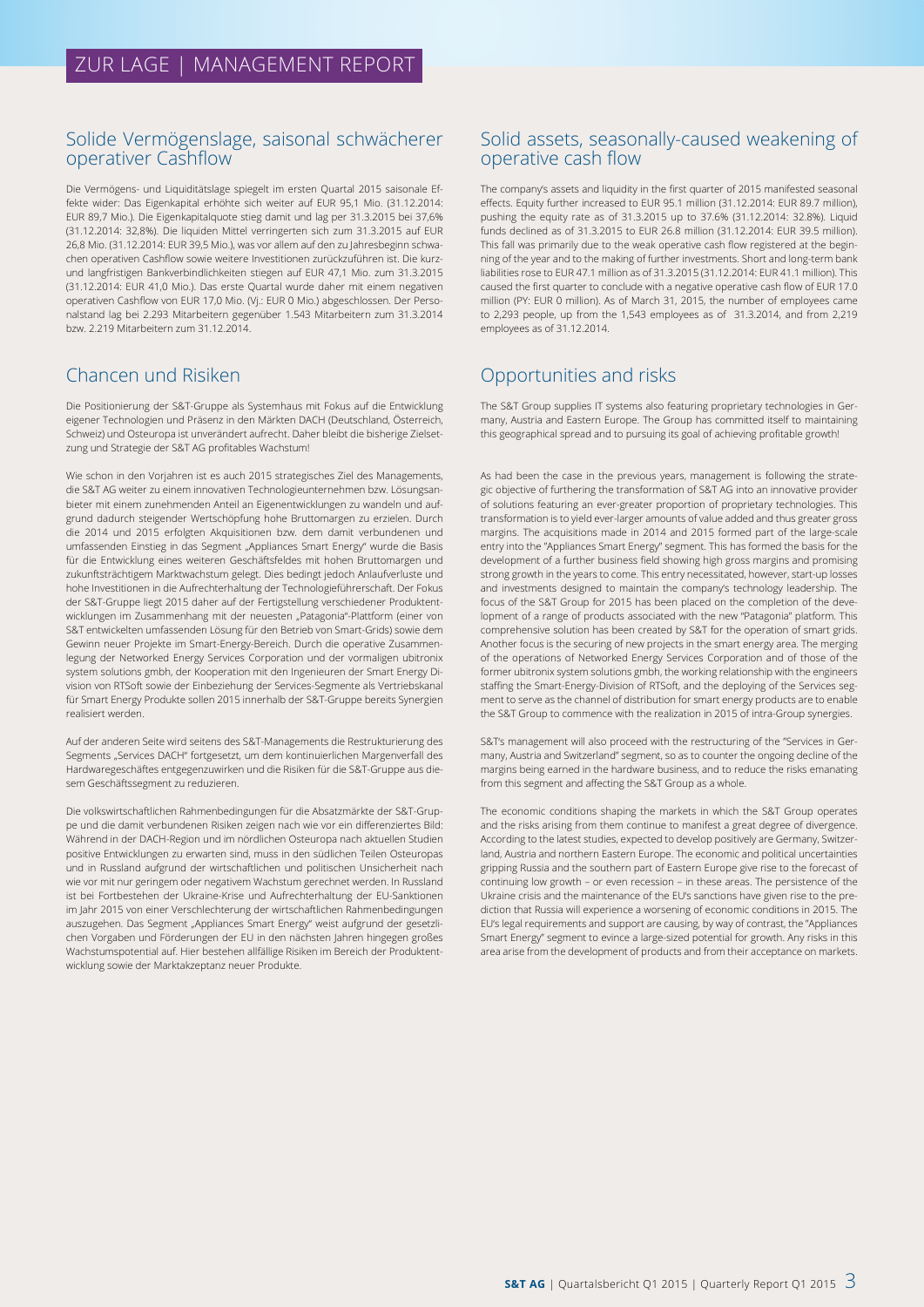# ZUR LAGE | MANAGEMENT REPORT

## Solide Vermögenslage, saisonal schwächerer operativer Cashflow

Die Vermögens- und Liquiditätslage spiegelt im ersten Quartal 2015 saisonale Effekte wider: Das Eigenkapital erhöhte sich weiter auf EUR 95,1 Mio. (31.12.2014: EUR 89,7 Mio.). Die Eigenkapitalquote stieg damit und lag per 31.3.2015 bei 37,6% (31.12.2014: 32,8%). Die liquiden Mittel verringerten sich zum 31.3.2015 auf EUR 26,8 Mio. (31.12.2014: EUR 39,5 Mio.), was vor allem auf den zu Jahresbeginn schwachen operativen Cashflow sowie weitere Investitionen zurückzuführen ist. Die kurz- und langfristigen Bankverbindlichkeiten stiegen auf EUR 47,1 Mio. zum 31.3.2015 (31.12.2014: EUR 41,0 Mio.). Das erste Quartal wurde daher mit einem negativen operativen Cashflow von EUR 17,0 Mio. (Vj.: EUR 0 Mio.) abgeschlossen. Der Personalstand lag bei 2.293 Mitarbeitern gegenüber 1.543 Mitarbeitern zum 31.3.2014 bzw. 2.219 Mitarbeitern zum 31.12.2014.

## Chancen und Risiken

Die Positionierung der S&T-Gruppe als Systemhaus mit Fokus auf die Entwicklung eigener Technologien und Präsenz in den Märkten DACH (Deutschland, Österreich, Schweiz) und Osteuropa ist unverändert aufrecht. Daher bleibt die bisherige Zielsetzung und Strategie der S&T AG profitables Wachstum!

Wie schon in den Vorjahren ist es auch 2015 strategisches Ziel des Managements, die S&T AG weiter zu einem innovativen Technologieunternehmen bzw. Lösungsanbieter mit einem zunehmenden Anteil an Eigenentwicklungen zu wandeln und aufgrund dadurch steigender Wertschöpfung hohe Bruttomargen zu erzielen. Durch die 2014 und 2015 erfolgten Akquisitionen bzw. dem damit verbundenen und umfassenden Einstieg in das Segment „Appliances Smart Energy" wurde die Basis für die Entwicklung eines weiteren Geschäftsfeldes mit hohen Bruttomargen und zukunftsträchtigem Marktwachstum gelegt. Dies bedingt jedoch Anlaufverluste und hohe Investitionen in die Aufrechterhaltung der Technologieführerschaft. Der Fokus der S&T-Gruppe liegt 2015 daher auf der Fertigstellung verschiedener Produktentwicklungen im Zusammenhang mit der neuesten „Patagonia"-Plattform (einer von S&T entwickelten umfassenden Lösung für den Betrieb von Smart-Grids) sowie dem Gewinn neuer Projekte im Smart-Energy-Bereich. Durch die operative Zusammenlegung der Networked Energy Services Corporation und der vormaligen ubitronix system solutions gmbh, der Kooperation mit den Ingenieuren der Smart Energy Division von RTSoft sowie der Einbeziehung der Services-Segmente als Vertriebskanal für Smart Energy Produkte sollen 2015 innerhalb der S&T-Gruppe bereits Synergien realisiert werden.

Auf der anderen Seite wird seitens des S&T-Managements die Restrukturierung des Segments „Services DACH" fortgesetzt, um dem kontinuierlichen Margenverfall des Hardwaregeschäftes entgegenzuwirken und die Risiken für die S&T-Gruppe aus diesem Geschäftssegment zu reduzieren.

Die volkswirtschaftlichen Rahmenbedingungen für die Absatzmärkte der S&T-Gruppe und die damit verbundenen Risiken zeigen nach wie vor ein differenziertes Bild: Während in der DACH-Region und im nördlichen Osteuropa nach aktuellen Studien positive Entwicklungen zu erwarten sind, muss in den südlichen Teilen Osteuropas und in Russland aufgrund der wirtschaftlichen und politischen Unsicherheit nach wie vor mit nur geringem oder negativem Wachstum gerechnet werden. In Russland ist bei Fortbestehen der Ukraine-Krise und Aufrechterhaltung der EU-Sanktionen im Jahr 2015 von einer Verschlechterung der wirtschaftlichen Rahmenbedingungen auszugehen. Das Segment „Appliances Smart Energy" weist aufgrund der gesetzlichen Vorgaben und Förderungen der EU in den nächsten Jahren hingegen großes Wachstumspotential auf. Hier bestehen allfällige Risiken im Bereich der Produktentwicklung sowie der Marktakzeptanz neuer Produkte.

## Solid assets, seasonally-caused weakening of operative cash flow

The company's assets and liquidity in the first quarter of 2015 manifested seasonal effects. Equity further increased to EUR 95.1 million (31.12.2014: EUR 89.7 million), pushing the equity rate as of 31.3.2015 up to 37.6% (31.12.2014: 32.8%). Liquid funds declined as of 31.3.2015 to EUR 26.8 million (31.12.2014: EUR 39.5 million). This fall was primarily due to the weak operative cash flow registered at the beginning of the year and to the making of further investments. Short and long-term bank liabilities rose to EUR 47.1 million as of 31.3.2015 (31.12.2014: EUR 41.1 million). This caused the first quarter to conclude with a negative operative cash flow of EUR 17.0 million (PY: EUR 0 million). As of March 31, 2015, the number of employees came to 2,293 people, up from the 1,543 employees as of 31.3.2014, and from 2,219 employees as of 31.12.2014.

## Opportunities and risks

The S&T Group supplies IT systems also featuring proprietary technologies in Germany, Austria and Eastern Europe. The Group has committed itself to maintaining this geographical spread and to pursuing its goal of achieving profitable growth!

As had been the case in the previous years, management is following the strategic objective of furthering the transformation of S&T AG into an innovative provider of solutions featuring an ever-greater proportion of proprietary technologies. This transformation is to yield ever-larger amounts of value added and thus greater gross margins. The acquisitions made in 2014 and 2015 formed part of the large-scale entry into the "Appliances Smart Energy" segment. This has formed the basis for the development of a further business field showing high gross margins and promising strong growth in the years to come. This entry necessitated, however, start-up losses and investments designed to maintain the company's technology leadership. The focus of the S&T Group for 2015 has been placed on the completion of the development of a range of products associated with the new "Patagonia" platform. This comprehensive solution has been created by S&T for the operation of smart grids. Another focus is the securing of new projects in the smart energy area. The merging of the operations of Networked Energy Services Corporation and of those of the former ubitronix system solutions gmbh, the working relationship with the engineers staffing the Smart-Energy-Division of RTSoft, and the deploying of the Services segment to serve as the channel of distribution for smart energy products are to enable the S&T Group to commence with the realization in 2015 of intra-Group synergies.

S&T's management will also proceed with the restructuring of the "Services in Germany, Austria and Switzerland" segment, so as to counter the ongoing decline of the margins being earned in the hardware business, and to reduce the risks emanating from this segment and affecting the S&T Group as a whole.

The economic conditions shaping the markets in which the S&T Group operates and the risks arising from them continue to manifest a great degree of divergence. According to the latest studies, expected to develop positively are Germany, Switzerland, Austria and northern Eastern Europe. The economic and political uncertainties gripping Russia and the southern part of Eastern Europe give rise to the forecast of continuing low growth – or even recession – in these areas. The persistence of the Ukraine crisis and the maintenance of the EU's sanctions have given rise to the prediction that Russia will experience a worsening of economic conditions in 2015. The EU's legal requirements and support are causing, by way of contrast, the "Appliances Smart Energy" segment to evince a large-sized potential for growth. Any risks in this area arise from the development of products and from their acceptance on markets.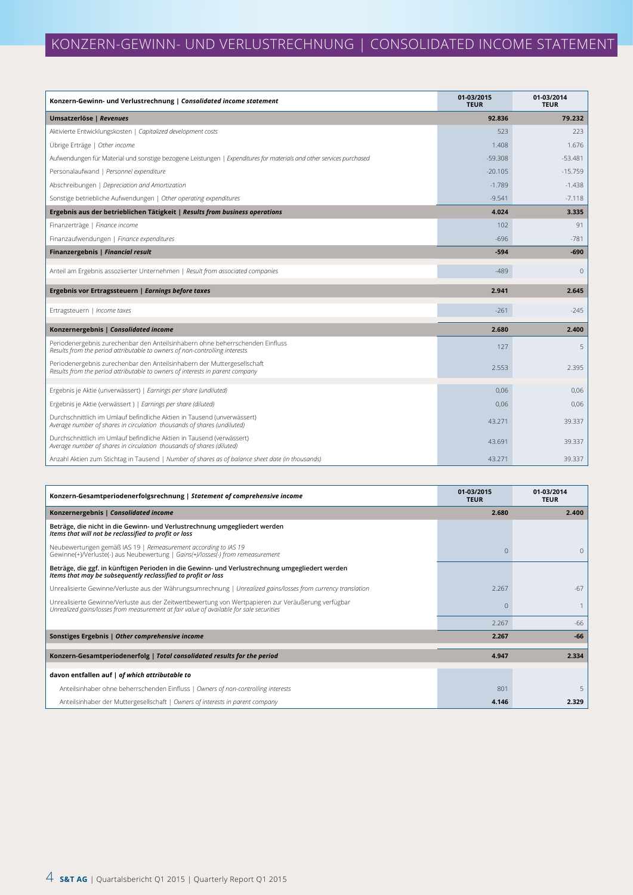# KONZERN-GEWINN- UND VERLUSTRECHNUNG | CONSOLIDATED INCOME STATEMENT

| Konzern-Gewinn- und Verlustrechnung \| *Consolidated income statement* | 01-03/2015 TEUR | 01-03/2014 TEUR |
|---|---|---|
| **Umsatzerlöse \| *Revenues*** | **92.836** | **79.232** |
| Aktivierte Entwicklungskosten \| *Capitalized development costs* | 523 | 223 |
| Übrige Erträge \| *Other income* | 1.408 | 1.676 |
| Aufwendungen für Material und sonstige bezogene Leistungen \| *Expenditures for materials and other services purchased* | -59.308 | -53.481 |
| Personalaufwand \| *Personnel expenditure* | -20.105 | -15.759 |
| Abschreibungen \| *Depreciation and Amortization* | -1.789 | -1.438 |
| Sonstige betriebliche Aufwendungen \| *Other operating expenditures* | -9.541 | -7.118 |
| **Ergebnis aus der betrieblichen Tätigkeit \| *Results from business operations*** | **4.024** | **3.335** |
| Finanzerträge \| *Finance income* | 102 | 91 |
| Finanzaufwendungen \| *Finance expenditures* | -696 | -781 |
| **Finanzergebnis \| *Financial result*** | **-594** | **-690** |
| Anteil am Ergebnis assoziierter Unternehmen \| *Result from associated companies* | -489 | 0 |
| **Ergebnis vor Ertragssteuern \| *Earnings before taxes*** | **2.941** | **2.645** |
| Ertragsteuern \| *Income taxes* | -261 | -245 |
| **Konzernergebnis \| *Consolidated income*** | **2.680** | **2.400** |
| Periodenergebnis zurechenbar den Anteilsinhabern ohne beherrschenden Einfluss *Results from the period attributable to owners of non-controlling interests* | 127 | 5 |
| Periodenergebnis zurechenbar den Anteilsinhabern der Muttergesellschaft *Results from the period attributable to owners of interests in parent company* | 2.553 | 2.395 |
| Ergebnis je Aktie (unverwässert) \| *Earnings per share (undiluted)* | 0,06 | 0,06 |
| Ergebnis je Aktie (verwässert ) \| *Earnings per share (diluted)* | 0,06 | 0,06 |
| Durchschnittlich im Umlauf befindliche Aktien in Tausend (unverwässert) *Average number of shares in circulation thousands of shares (undiluted)* | 43.271 | 39.337 |
| Durchschnittlich im Umlauf befindliche Aktien in Tausend (verwässert) *Average number of shares in circulation thousands of shares (diluted)* | 43.691 | 39.337 |
| Anzahl Aktien zum Stichtag in Tausend \| *Number of shares as of balance sheet date (in thousands)* | 43.271 | 39.337 |

| Konzern-Gesamtperiodenerfolgsrechnung \| *Statement of comprehensive income* | 01-03/2015 TEUR | 01-03/2014 TEUR |
|---|---|---|
| **Konzernergebnis \| *Consolidated income*** | **2.680** | **2.400** |
| **Beträge, die nicht in die Gewinn- und Verlustrechnung umgegliedert werden** ***Items that will not be reclassified to profit or loss*** | | |
| Neubewertungen gemäß IAS 19 \| *Remeasurement according to IAS 19* Gewinne(+)/Verluste(-) aus Neubewertung \| *Gains(+)/losses(-) from remeasurement* | 0 | 0 |
| **Beträge, die ggf. in künftigen Perioden in die Gewinn- und Verlustrechnung umgegliedert werden** ***Items that may be subsequently reclassified to profit or loss*** | | |
| Unrealisierte Gewinne/Verluste aus der Währungsumrechnung \| *Unrealized gains/losses from currency translation* | 2.267 | -67 |
| Unrealisierte Gewinne/Verluste aus der Zeitwertbewertung von Wertpapieren zur Veräußerung verfügbar *Unrealized gains/losses from measurement at fair value of available for sale securities* | 0 | 1 |
| | 2.267 | -66 |
| **Sonstiges Ergebnis \| *Other comprehensive income*** | **2.267** | **-66** |
| **Konzern-Gesamtperiodenerfolg \| *Total consolidated results for the period*** | **4.947** | **2.334** |
| **davon entfallen auf \| *of which attributable to*** | | |
| Anteilsinhaber ohne beherrschenden Einfluss \| *Owners of non-controlling interests* | 801 | 5 |
| Anteilsinhaber der Muttergesellschaft \| *Owners of interests in parent company* | **4.146** | **2.329** |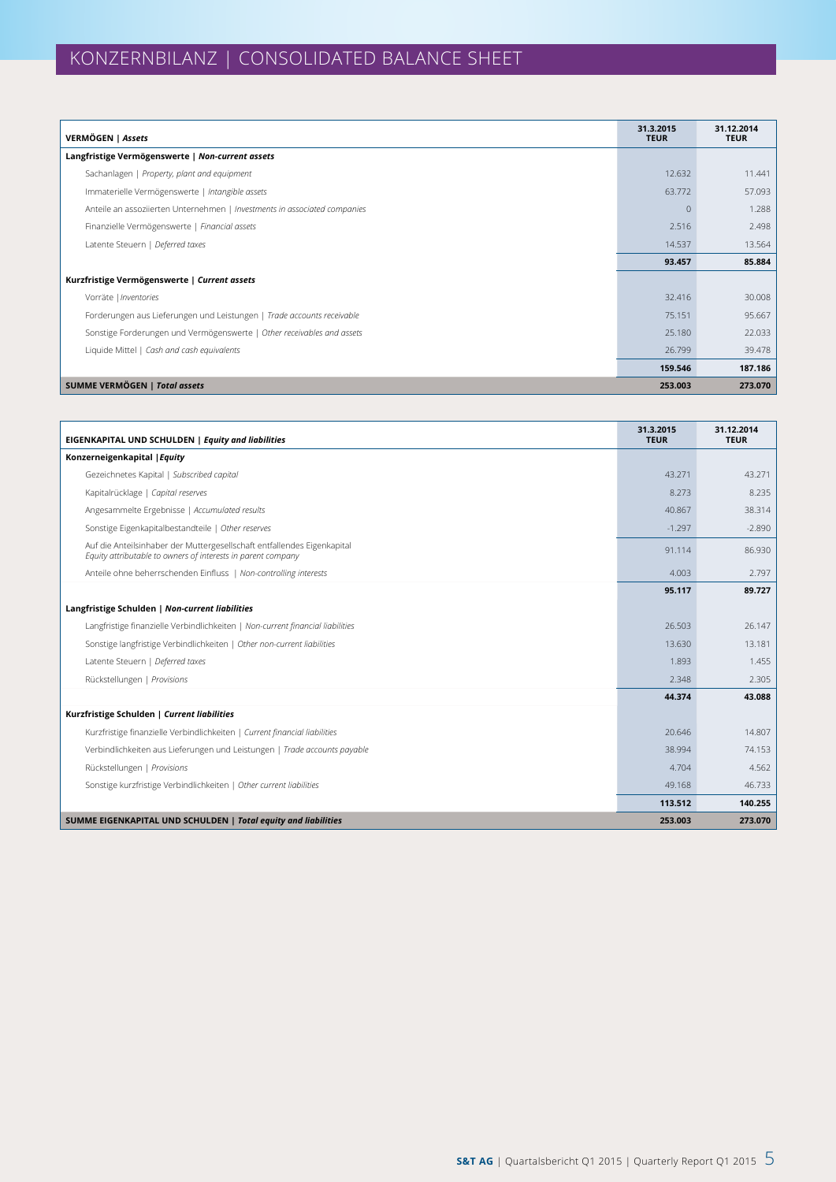# KONZERNBILANZ | CONSOLIDATED BALANCE SHEET

| VERMÖGEN \| *Assets* | 31.3.2015 TEUR | 31.12.2014 TEUR |
|---|---|---|
| **Langfristige Vermögenswerte \| *Non-current assets*** | | |
| Sachanlagen \| *Property, plant and equipment* | 12.632 | 11.441 |
| Immaterielle Vermögenswerte \| *Intangible assets* | 63.772 | 57.093 |
| Anteile an assoziierten Unternehmen \| *Investments in associated companies* | 0 | 1.288 |
| Finanzielle Vermögenswerte \| *Financial assets* | 2.516 | 2.498 |
| Latente Steuern \| *Deferred taxes* | 14.537 | 13.564 |
| | **93.457** | **85.884** |
| **Kurzfristige Vermögenswerte \| *Current assets*** | | |
| Vorräte \| *Inventories* | 32.416 | 30.008 |
| Forderungen aus Lieferungen und Leistungen \| *Trade accounts receivable* | 75.151 | 95.667 |
| Sonstige Forderungen und Vermögenswerte \| *Other receivables and assets* | 25.180 | 22.033 |
| Liquide Mittel \| *Cash and cash equivalents* | 26.799 | 39.478 |
| | **159.546** | **187.186** |
| **SUMME VERMÖGEN \| *Total assets*** | **253.003** | **273.070** |

| EIGENKAPITAL UND SCHULDEN \| *Equity and liabilities* | 31.3.2015 TEUR | 31.12.2014 TEUR |
|---|---|---|
| **Konzerneigenkapital \| *Equity*** | | |
| Gezeichnetes Kapital \| *Subscribed capital* | 43.271 | 43.271 |
| Kapitalrücklage \| *Capital reserves* | 8.273 | 8.235 |
| Angesammelte Ergebnisse \| *Accumulated results* | 40.867 | 38.314 |
| Sonstige Eigenkapitalbestandteile \| *Other reserves* | -1.297 | -2.890 |
| Auf die Anteilsinhaber der Muttergesellschaft entfallendes Eigenkapital *Equity attributable to owners of interests in parent company* | 91.114 | 86.930 |
| Anteile ohne beherrschenden Einfluss \| *Non-controlling interests* | 4.003 | 2.797 |
| | **95.117** | **89.727** |
| **Langfristige Schulden \| *Non-current liabilities*** | | |
| Langfristige finanzielle Verbindlichkeiten \| *Non-current financial liabilities* | 26.503 | 26.147 |
| Sonstige langfristige Verbindlichkeiten \| *Other non-current liabilities* | 13.630 | 13.181 |
| Latente Steuern \| *Deferred taxes* | 1.893 | 1.455 |
| Rückstellungen \| *Provisions* | 2.348 | 2.305 |
| | **44.374** | **43.088** |
| **Kurzfristige Schulden \| *Current liabilities*** | | |
| Kurzfristige finanzielle Verbindlichkeiten \| *Current financial liabilities* | 20.646 | 14.807 |
| Verbindlichkeiten aus Lieferungen und Leistungen \| *Trade accounts payable* | 38.994 | 74.153 |
| Rückstellungen \| *Provisions* | 4.704 | 4.562 |
| Sonstige kurzfristige Verbindlichkeiten \| *Other current liabilities* | 49.168 | 46.733 |
| | **113.512** | **140.255** |
| **SUMME EIGENKAPITAL UND SCHULDEN \| *Total equity and liabilities*** | **253.003** | **273.070** |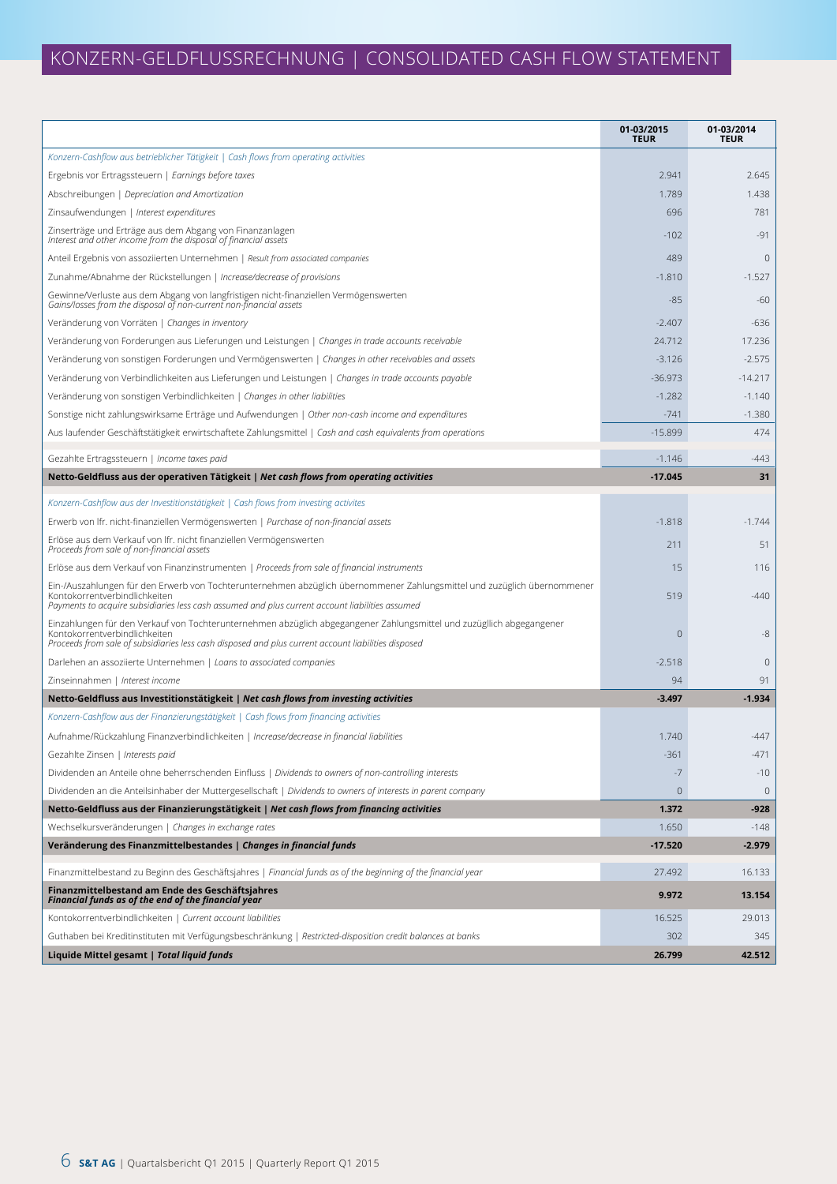# KONZERN-GELDFLUSSRECHNUNG | CONSOLIDATED CASH FLOW STATEMENT

| | 01-03/2015 TEUR | 01-03/2014 TEUR |
|---|---|---|
| *Konzern-Cashflow aus betrieblicher Tätigkeit \| Cash flows from operating activities* | | |
| Ergebnis vor Ertragssteuern \| *Earnings before taxes* | 2.941 | 2.645 |
| Abschreibungen \| *Depreciation and Amortization* | 1.789 | 1.438 |
| Zinsaufwendungen \| *Interest expenditures* | 696 | 781 |
| Zinserträge und Erträge aus dem Abgang von Finanzanlagen *Interest and other income from the disposal of financial assets* | -102 | -91 |
| Anteil Ergebnis von assoziierten Unternehmen \| *Result from associated companies* | 489 | 0 |
| Zunahme/Abnahme der Rückstellungen \| *Increase/decrease of provisions* | -1.810 | -1.527 |
| Gewinne/Verluste aus dem Abgang von langfristigen nicht-finanziellen Vermögenswerten *Gains/losses from the disposal of non-current non-financial assets* | -85 | -60 |
| Veränderung von Vorräten \| *Changes in inventory* | -2.407 | -636 |
| Veränderung von Forderungen aus Lieferungen und Leistungen \| *Changes in trade accounts receivable* | 24.712 | 17.236 |
| Veränderung von sonstigen Forderungen und Vermögenswerten \| *Changes in other receivables and assets* | -3.126 | -2.575 |
| Veränderung von Verbindlichkeiten aus Lieferungen und Leistungen \| *Changes in trade accounts payable* | -36.973 | -14.217 |
| Veränderung von sonstigen Verbindlichkeiten \| *Changes in other liabilities* | -1.282 | -1.140 |
| Sonstige nicht zahlungswirksame Erträge und Aufwendungen \| *Other non-cash income and expenditures* | -741 | -1.380 |
| Aus laufender Geschäftstätigkeit erwirtschaftete Zahlungsmittel \| *Cash and cash equivalents from operations* | -15.899 | 474 |
| Gezahlte Ertragssteuern \| *Income taxes paid* | -1.146 | -443 |
| **Netto-Geldfluss aus der operativen Tätigkeit \| *Net cash flows from operating activities*** | **-17.045** | **31** |
| *Konzern-Cashflow aus der Investitionstätigkeit \| Cash flows from investing activites* | | |
| Erwerb von lfr. nicht-finanziellen Vermögenswerten \| *Purchase of non-financial assets* | -1.818 | -1.744 |
| Erlöse aus dem Verkauf von lfr. nicht finanziellen Vermögenswerten *Proceeds from sale of non-financial assets* | 211 | 51 |
| Erlöse aus dem Verkauf von Finanzinstrumenten \| *Proceeds from sale of financial instruments* | 15 | 116 |
| Ein-/Auszahlungen für den Erwerb von Tochterunternehmen abzüglich übernommener Zahlungsmittel und zuzüglich übernommener Kontokorrentverbindlichkeiten *Payments to acquire subsidiaries less cash assumed and plus current account liabilities assumed* | 519 | -440 |
| Einzahlungen für den Verkauf von Tochterunternehmen abzüglich abgegangener Zahlungsmittel und zuzüglich abgegangener Kontokorrentverbindlichkeiten *Proceeds from sale of subsidiaries less cash disposed and plus current account liabilities disposed* | 0 | -8 |
| Darlehen an assoziierte Unternehmen \| *Loans to associated companies* | -2.518 | 0 |
| Zinseinnahmen \| *Interest income* | 94 | 91 |
| **Netto-Geldfluss aus Investitionstätigkeit \| *Net cash flows from investing activities*** | **-3.497** | **-1.934** |
| *Konzern-Cashflow aus der Finanzierungstätigkeit \| Cash flows from financing activities* | | |
| Aufnahme/Rückzahlung Finanzverbindlichkeiten \| *Increase/decrease in financial liabilities* | 1.740 | -447 |
| Gezahlte Zinsen \| *Interests paid* | -361 | -471 |
| Dividenden an Anteile ohne beherrschenden Einfluss \| *Dividends to owners of non-controlling interests* | -7 | -10 |
| Dividenden an die Anteilsinhaber der Muttergesellschaft \| *Dividends to owners of interests in parent company* | 0 | 0 |
| **Netto-Geldfluss aus der Finanzierungstätigkeit \| *Net cash flows from financing activities*** | **1.372** | **-928** |
| Wechselkursveränderungen \| *Changes in exchange rates* | 1.650 | -148 |
| **Veränderung des Finanzmittelbestandes \| *Changes in financial funds*** | **-17.520** | **-2.979** |
| Finanzmittelbestand zu Beginn des Geschäftsjahres \| *Financial funds as of the beginning of the financial year* | 27.492 | 16.133 |
| **Finanzmittelbestand am Ende des Geschäftsjahres *Financial funds as of the end of the financial year*** | **9.972** | **13.154** |
| Kontokorrentverbindlichkeiten \| *Current account liabilities* | 16.525 | 29.013 |
| Guthaben bei Kreditinstituten mit Verfügungsbeschränkung \| *Restricted-disposition credit balances at banks* | 302 | 345 |
| **Liquide Mittel gesamt \| *Total liquid funds*** | **26.799** | **42.512** |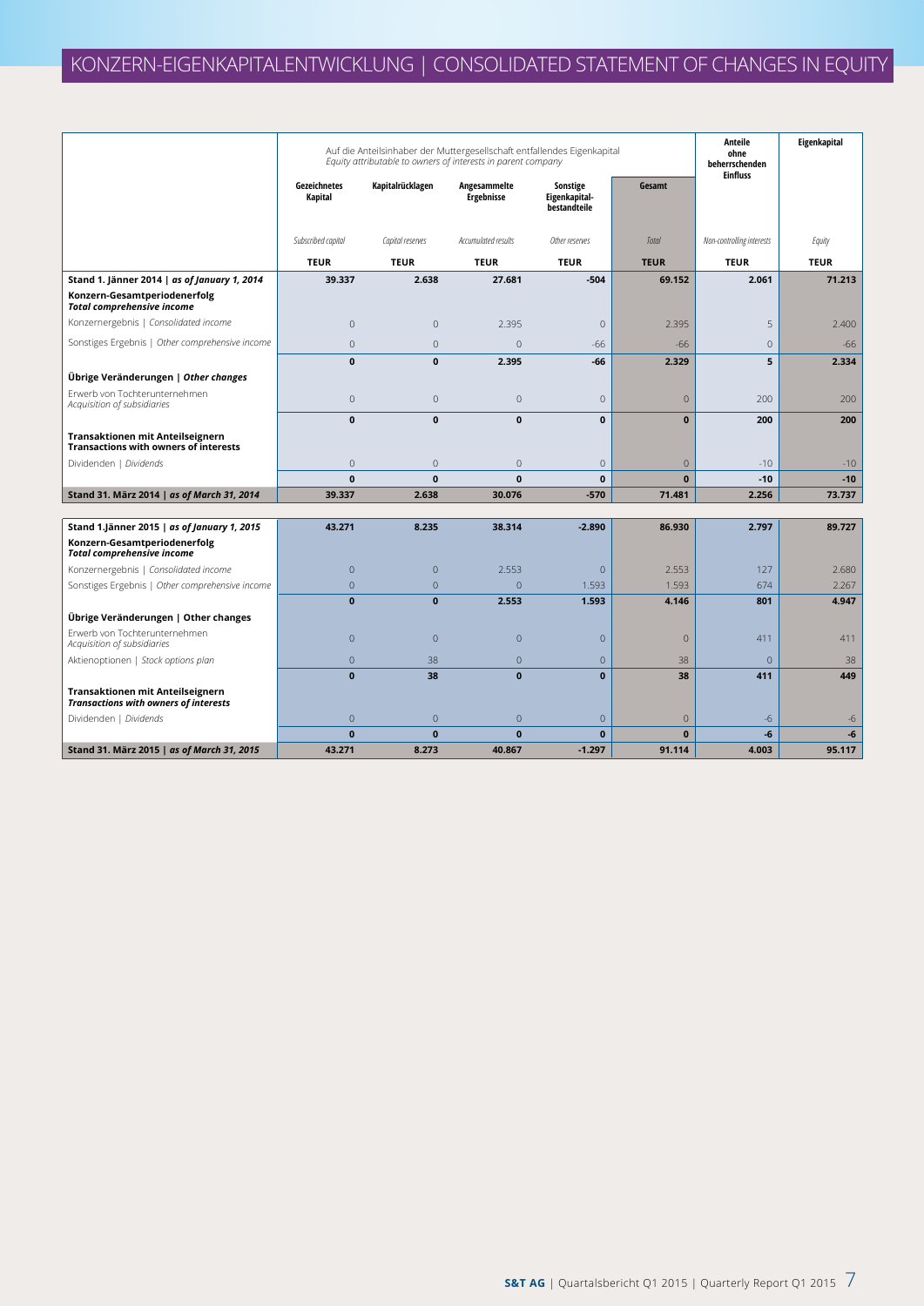# KONZERN-EIGENKAPITALENTWICKLUNG | CONSOLIDATED STATEMENT OF CHANGES IN EQUITY

| | Auf die Anteilsinhaber der Muttergesellschaft entfallendes Eigenkapital *Equity attributable to owners of interests in parent company* | | | | | Anteile ohne beherrschenden Einfluss | Eigenkapital |
|---|---|---|---|---|---|---|---|
| | Gezeichnetes Kapital | Kapitalrücklagen | Angesammelte Ergebnisse | Sonstige Eigenkapital-bestandteile | Gesamt | | |
| | *Subscribed capital* | *Capital reserves* | *Accumulated results* | *Other reserves* | *Total* | *Non-controlling interests* | *Equity* |
| | **TEUR** | **TEUR** | **TEUR** | **TEUR** | **TEUR** | **TEUR** | **TEUR** |
| **Stand 1. Jänner 2014 \| *as of January 1, 2014*** | **39.337** | **2.638** | **27.681** | **-504** | **69.152** | **2.061** | **71.213** |
| **Konzern-Gesamtperiodenerfolg *Total comprehensive income*** | | | | | | | |
| Konzernergebnis \| *Consolidated income* | 0 | 0 | 2.395 | 0 | 2.395 | 5 | 2.400 |
| Sonstiges Ergebnis \| *Other comprehensive income* | 0 | 0 | 0 | -66 | -66 | 0 | -66 |
| | **0** | **0** | **2.395** | **-66** | **2.329** | **5** | **2.334** |
| **Übrige Veränderungen \| *Other changes*** | | | | | | | |
| Erwerb von Tochterunternehmen *Acquisition of subsidiaries* | 0 | 0 | 0 | 0 | 0 | 200 | 200 |
| | **0** | **0** | **0** | **0** | **0** | **200** | **200** |
| **Transaktionen mit Anteilseignern Transactions with owners of interests** | | | | | | | |
| Dividenden \| *Dividends* | 0 | 0 | 0 | 0 | 0 | -10 | -10 |
| | **0** | **0** | **0** | **0** | **0** | **-10** | **-10** |
| **Stand 31. März 2014 \| *as of March 31, 2014*** | **39.337** | **2.638** | **30.076** | **-570** | **71.481** | **2.256** | **73.737** |
| | | | | | | | |
| **Stand 1.Jänner 2015 \| *as of January 1, 2015*** | **43.271** | **8.235** | **38.314** | **-2.890** | **86.930** | **2.797** | **89.727** |
| **Konzern-Gesamtperiodenerfolg *Total comprehensive income*** | | | | | | | |
| Konzernergebnis \| *Consolidated income* | 0 | 0 | 2.553 | 0 | 2.553 | 127 | 2.680 |
| Sonstiges Ergebnis \| *Other comprehensive income* | 0 | 0 | 0 | 1.593 | 1.593 | 674 | 2.267 |
| | **0** | **0** | **2.553** | **1.593** | **4.146** | **801** | **4.947** |
| **Übrige Veränderungen \| Other changes** | | | | | | | |
| Erwerb von Tochterunternehmen *Acquisition of subsidiaries* | 0 | 0 | 0 | 0 | 0 | 411 | 411 |
| Aktienoptionen \| *Stock options plan* | 0 | 38 | 0 | 0 | 38 | 0 | 38 |
| | **0** | **38** | **0** | **0** | **38** | **411** | **449** |
| **Transaktionen mit Anteilseignern *Transactions with owners of interests*** | | | | | | | |
| Dividenden \| *Dividends* | 0 | 0 | 0 | 0 | 0 | -6 | -6 |
| | **0** | **0** | **0** | **0** | **0** | **-6** | **-6** |
| **Stand 31. März 2015 \| *as of March 31, 2015*** | **43.271** | **8.273** | **40.867** | **-1.297** | **91.114** | **4.003** | **95.117** |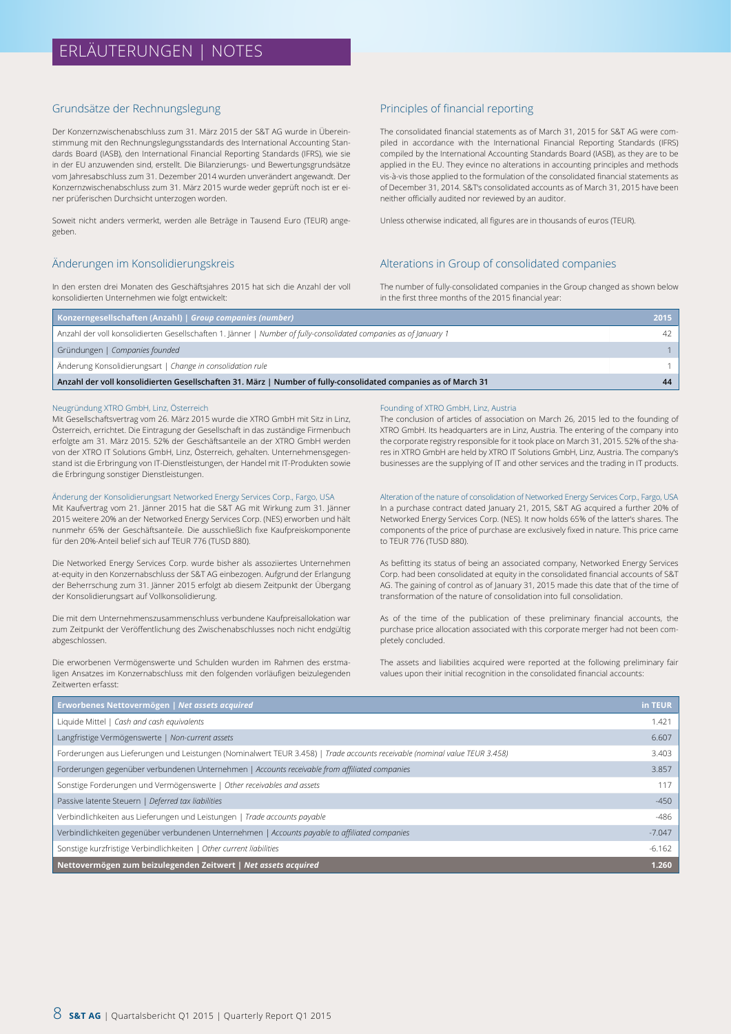// ERLÄUTERUNGEN | NOTES

## Grundsätze der Rechnungslegung

Der Konzernzwischenabschluss zum 31. März 2015 der S&T AG wurde in Übereinstimmung mit den Rechnungslegungsstandards des International Accounting Standards Board (IASB), den International Financial Reporting Standards (IFRS), wie sie in der EU anzuwenden sind, erstellt. Die Bilanzierungs- und Bewertungsgrundsätze vom Jahresabschluss zum 31. Dezember 2014 wurden unverändert angewandt. Der Konzernzwischenabschluss zum 31. März 2015 wurde weder geprüft noch ist er einer prüferischen Durchsicht unterzogen worden.

Soweit nicht anders vermerkt, werden alle Beträge in Tausend Euro (TEUR) angegeben.

## Principles of financial reporting

The consolidated financial statements as of March 31, 2015 for S&T AG were compiled in accordance with the International Financial Reporting Standards (IFRS) compiled by the International Accounting Standards Board (IASB), as they are to be applied in the EU. They evince no alterations in accounting principles and methods vis-à-vis those applied to the formulation of the consolidated financial statements as of December 31, 2014. S&T's consolidated accounts as of March 31, 2015 have been neither officially audited nor reviewed by an auditor.

Unless otherwise indicated, all figures are in thousands of euros (TEUR).

## Änderungen im Konsolidierungskreis

In den ersten drei Monaten des Geschäftsjahres 2015 hat sich die Anzahl der voll konsolidierten Unternehmen wie folgt entwickelt:

## Alterations in Group of consolidated companies

The number of fully-consolidated companies in the Group changed as shown below in the first three months of the 2015 financial year:

| Konzerngesellschaften (Anzahl) \| *Group companies (number)* | 2015 |
|---|---|
| Anzahl der voll konsolidierten Gesellschaften 1. Jänner \| *Number of fully-consolidated companies as of January 1* | 42 |
| Gründungen \| *Companies founded* | 1 |
| Änderung Konsolidierungsart \| *Change in consolidation rule* | 1 |
| **Anzahl der voll konsolidierten Gesellschaften 31. März \| Number of fully-consolidated companies as of March 31** | **44** |

### Neugründung XTRO GmbH, Linz, Österreich

Mit Gesellschaftsvertrag vom 26. März 2015 wurde die XTRO GmbH mit Sitz in Linz, Österreich, errichtet. Die Eintragung der Gesellschaft in das zuständige Firmenbuch erfolgte am 31. März 2015. 52% der Geschäftsanteile an der XTRO GmbH werden von der XTRO IT Solutions GmbH, Linz, Österreich, gehalten. Unternehmensgegenstand ist die Erbringung von IT-Dienstleistungen, der Handel mit IT-Produkten sowie die Erbringung sonstiger Dienstleistungen.

### Änderung der Konsolidierungsart Networked Energy Services Corp., Fargo, USA

Mit Kaufvertrag vom 21. Jänner 2015 hat die S&T AG mit Wirkung zum 31. Jänner 2015 weitere 20% an der Networked Energy Services Corp. (NES) erworben und hält nunmehr 65% der Geschäftsanteile. Die ausschließlich fixe Kaufpreiskomponente für den 20%-Anteil belief sich auf TEUR 776 (TUSD 880).

Die Networked Energy Services Corp. wurde bisher als assoziiertes Unternehmen at-equity in den Konzernabschluss der S&T AG einbezogen. Aufgrund der Erlangung der Beherrschung zum 31. Jänner 2015 erfolgt ab diesem Zeitpunkt der Übergang der Konsolidierungsart auf Vollkonsolidierung.

Die mit dem Unternehmenszusammenschluss verbundene Kaufpreisallokation war zum Zeitpunkt der Veröffentlichung des Zwischenabschlusses noch nicht endgültig abgeschlossen.

Die erworbenen Vermögenswerte und Schulden wurden im Rahmen des erstmaligen Ansatzes im Konzernabschluss mit den folgenden vorläufigen beizulegenden Zeitwerten erfasst:

### Founding of XTRO GmbH, Linz, Austria

The conclusion of articles of association on March 26, 2015 led to the founding of XTRO GmbH. Its headquarters are in Linz, Austria. The entering of the company into the corporate registry responsible for it took place on March 31, 2015. 52% of the shares in XTRO GmbH are held by XTRO IT Solutions GmbH, Linz, Austria. The company's businesses are the supplying of IT and other services and the trading in IT products.

### Alteration of the nature of consolidation of Networked Energy Services Corp., Fargo, USA

In a purchase contract dated January 21, 2015, S&T AG acquired a further 20% of Networked Energy Services Corp. (NES). It now holds 65% of the latter's shares. The components of the price of purchase are exclusively fixed in nature. This price came to TEUR 776 (TUSD 880).

As befitting its status of being an associated company, Networked Energy Services Corp. had been consolidated at equity in the consolidated financial accounts of S&T AG. The gaining of control as of January 31, 2015 made this date that of the time of transformation of the nature of consolidation into full consolidation.

As of the time of the publication of these preliminary financial accounts, the purchase price allocation associated with this corporate merger had not been completely concluded.

The assets and liabilities acquired were reported at the following preliminary fair values upon their initial recognition in the consolidated financial accounts:

| Erworbenes Nettovermögen \| *Net assets acquired* | in TEUR |
|---|---|
| Liquide Mittel \| *Cash and cash equivalents* | 1.421 |
| Langfristige Vermögenswerte \| *Non-current assets* | 6.607 |
| Forderungen aus Lieferungen und Leistungen (Nominalwert TEUR 3.458) \| *Trade accounts receivable (nominal value TEUR 3.458)* | 3.403 |
| Forderungen gegenüber verbundenen Unternehmen \| *Accounts receivable from affiliated companies* | 3.857 |
| Sonstige Forderungen und Vermögenswerte \| *Other receivables and assets* | 117 |
| Passive latente Steuern \| *Deferred tax liabilities* | -450 |
| Verbindlichkeiten aus Lieferungen und Leistungen \| *Trade accounts payable* | -486 |
| Verbindlichkeiten gegenüber verbundenen Unternehmen \| *Accounts payable to affiliated companies* | -7.047 |
| Sonstige kurzfristige Verbindlichkeiten \| *Other current liabilities* | -6.162 |
| **Nettovermögen zum beizulegenden Zeitwert \| *Net assets acquired*** | **1.260** |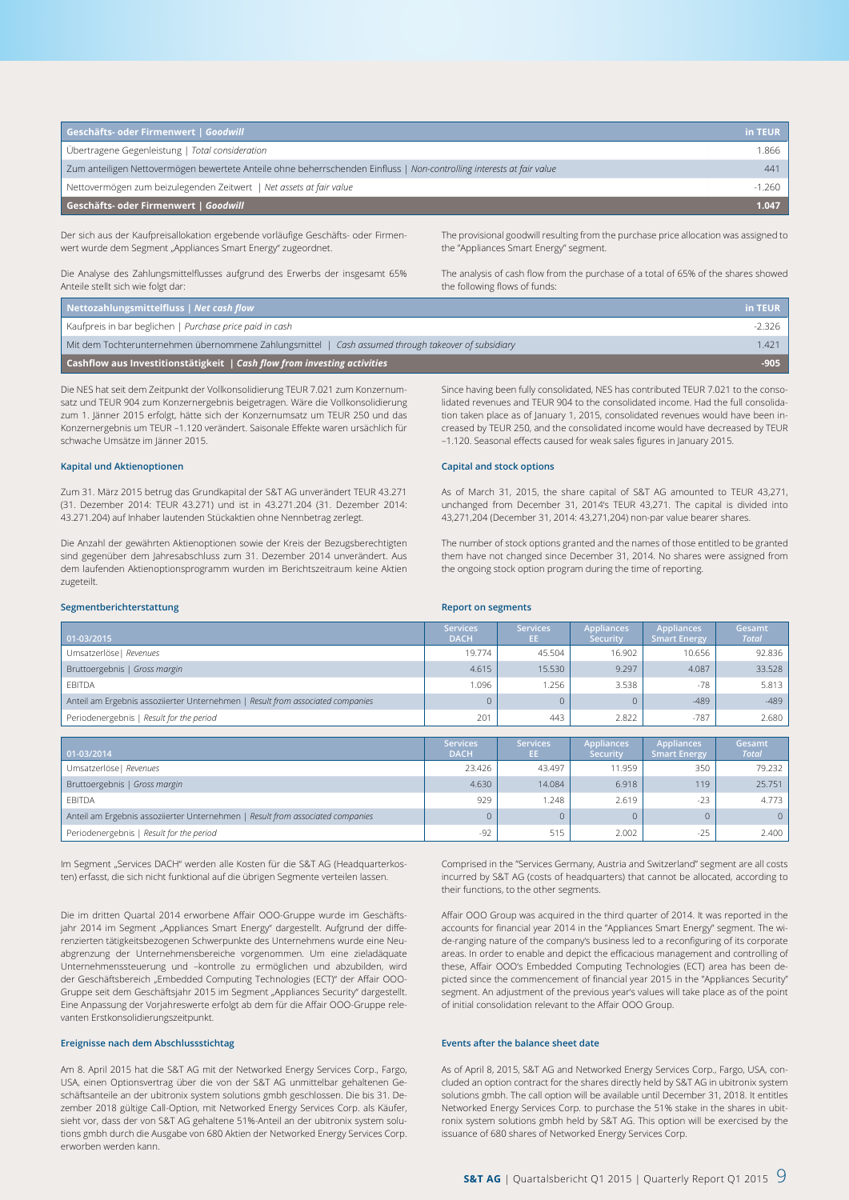| Geschäfts- oder Firmenwert \| *Goodwill* | in TEUR |
|---|---|
| Übertragene Gegenleistung \| *Total consideration* | 1.866 |
| Zum anteiligen Nettovermögen bewertete Anteile ohne beherrschenden Einfluss \| *Non-controlling interests at fair value* | 441 |
| Nettovermögen zum beizulegenden Zeitwert \| *Net assets at fair value* | -1.260 |
| **Geschäfts- oder Firmenwert \| *Goodwill*** | **1.047** |

Der sich aus der Kaufpreisallokation ergebende vorläufige Geschäfts- oder Firmenwert wurde dem Segment „Appliances Smart Energy" zugeordnet.

The provisional goodwill resulting from the purchase price allocation was assigned to the "Appliances Smart Energy" segment.

Die Analyse des Zahlungsmittelflusses aufgrund des Erwerbs der insgesamt 65% Anteile stellt sich wie folgt dar:

The analysis of cash flow from the purchase of a total of 65% of the shares showed the following flows of funds:

| Nettozahlungsmittelfluss \| *Net cash flow* | in TEUR |
|---|---|
| Kaufpreis in bar beglichen \| *Purchase price paid in cash* | -2.326 |
| Mit dem Tochterunternehmen übernommene Zahlungsmittel \| *Cash assumed through takeover of subsidiary* | 1.421 |
| **Cashflow aus Investitionstätigkeit \| *Cash flow from investing activities*** | **-905** |

Die NES hat seit dem Zeitpunkt der Vollkonsolidierung TEUR 7.021 zum Konzernumsatz und TEUR 904 zum Konzernergebnis beigetragen. Wäre die Vollkonsolidierung zum 1. Jänner 2015 erfolgt, hätte sich der Konzernumsatz um TEUR 250 und das Konzernergebnis um TEUR –1.120 verändert. Saisonale Effekte waren ursächlich für schwache Umsätze im Jänner 2015.

Since having been fully consolidated, NES has contributed TEUR 7.021 to the consolidated revenues and TEUR 904 to the consolidated income. Had the full consolidation taken place as of January 1, 2015, consolidated revenues would have been increased by TEUR 250, and the consolidated income would have decreased by TEUR –1.120. Seasonal effects caused for weak sales figures in January 2015.

### Kapital und Aktienoptionen

Zum 31. März 2015 betrug das Grundkapital der S&T AG unverändert TEUR 43.271 (31. Dezember 2014: TEUR 43.271) und ist in 43.271.204 (31. Dezember 2014: 43.271.204) auf Inhaber lautenden Stückaktien ohne Nennbetrag zerlegt.

Die Anzahl der gewährten Aktienoptionen sowie der Kreis der Bezugsberechtigten sind gegenüber dem Jahresabschluss zum 31. Dezember 2014 unverändert. Aus dem laufenden Aktienoptionsprogramm wurden im Berichtszeitraum keine Aktien zugeteilt.

### Capital and stock options

As of March 31, 2015, the share capital of S&T AG amounted to TEUR 43,271, unchanged from December 31, 2014's TEUR 43,271. The capital is divided into 43,271,204 (December 31, 2014: 43,271,204) non-par value bearer shares.

The number of stock options granted and the names of those entitled to be granted them have not changed since December 31, 2014. No shares were assigned from the ongoing stock option program during the time of reporting.

### Segmentberichterstattung

### Report on segments

| 01-03/2015 | Services DACH | Services EE | Appliances Security | Appliances Smart Energy | Gesamt *Total* |
|---|---|---|---|---|---|
| Umsatzerlöse \| *Revenues* | 19.774 | 45.504 | 16.902 | 10.656 | 92.836 |
| Bruttoergebnis \| *Gross margin* | 4.615 | 15.530 | 9.297 | 4.087 | 33.528 |
| EBITDA | 1.096 | 1.256 | 3.538 | -78 | 5.813 |
| Anteil am Ergebnis assoziierter Unternehmen \| *Result from associated companies* | 0 | 0 | 0 | -489 | -489 |
| Periodenergebnis \| *Result for the period* | 201 | 443 | 2.822 | -787 | 2.680 |

| 01-03/2014 | Services DACH | Services EE | Appliances Security | Appliances Smart Energy | Gesamt *Total* |
|---|---|---|---|---|---|
| Umsatzerlöse \| *Revenues* | 23.426 | 43.497 | 11.959 | 350 | 79.232 |
| Bruttoergebnis \| *Gross margin* | 4.630 | 14.084 | 6.918 | 119 | 25.751 |
| EBITDA | 929 | 1.248 | 2.619 | -23 | 4.773 |
| Anteil am Ergebnis assoziierter Unternehmen \| *Result from associated companies* | 0 | 0 | 0 | 0 | 0 |
| Periodenergebnis \| *Result for the period* | -92 | 515 | 2.002 | -25 | 2.400 |

Im Segment „Services DACH" werden alle Kosten für die S&T AG (Headquarterkosten) erfasst, die sich nicht funktional auf die übrigen Segmente verteilen lassen.

Die im dritten Quartal 2014 erworbene Affair OOO-Gruppe wurde im Geschäftsjahr 2014 im Segment „Appliances Smart Energy" dargestellt. Aufgrund der differenzierten tätigkeitsbezogenen Schwerpunkte des Unternehmens wurde eine Neuabgrenzung der Unternehmensbereiche vorgenommen. Um eine zieladäquate Unternehmenssteuerung und –kontrolle zu ermöglichen und abzubilden, wird der Geschäftsbereich „Embedded Computing Technologies (ECT)" der Affair OOO-Gruppe seit dem Geschäftsjahr 2015 im Segment „Appliances Security" dargestellt. Eine Anpassung der Vorjahreswerte erfolgt ab dem für die Affair OOO-Gruppe relevanten Erstkonsolidierungszeitpunkt.

Comprised in the "Services Germany, Austria and Switzerland" segment are all costs incurred by S&T AG (costs of headquarters) that cannot be allocated, according to their functions, to the other segments.

Affair OOO Group was acquired in the third quarter of 2014. It was reported in the accounts for financial year 2014 in the "Appliances Smart Energy" segment. The wide-ranging nature of the company's business led to a reconfiguring of its corporate areas. In order to enable and depict the efficacious management and controlling of these, Affair OOO's Embedded Computing Technologies (ECT) area has been depicted since the commencement of financial year 2015 in the "Appliances Security" segment. An adjustment of the previous year's values will take place as of the point of initial consolidation relevant to the Affair OOO Group.

### Ereignisse nach dem Abschlussstichtag

Am 8. April 2015 hat die S&T AG mit der Networked Energy Services Corp., Fargo, USA, einen Optionsvertrag über die von der S&T AG unmittelbar gehaltenen Geschäftsanteile an der ubitronix system solutions gmbh geschlossen. Die bis 31. Dezember 2018 gültige Call-Option, mit Networked Energy Services Corp. als Käufer, sieht vor, dass der von S&T AG gehaltene 51%-Anteil an der ubitronix system solutions gmbh durch die Ausgabe von 680 Aktien der Networked Energy Services Corp. erworben werden kann.

### Events after the balance sheet date

As of April 8, 2015, S&T AG and Networked Energy Services Corp., Fargo, USA, concluded an option contract for the shares directly held by S&T AG in ubitronix system solutions gmbh. The call option will be available until December 31, 2018. It entitles Networked Energy Services Corp. to purchase the 51% stake in the shares in ubitronix system solutions gmbh held by S&T AG. This option will be exercised by the issuance of 680 shares of Networked Energy Services Corp.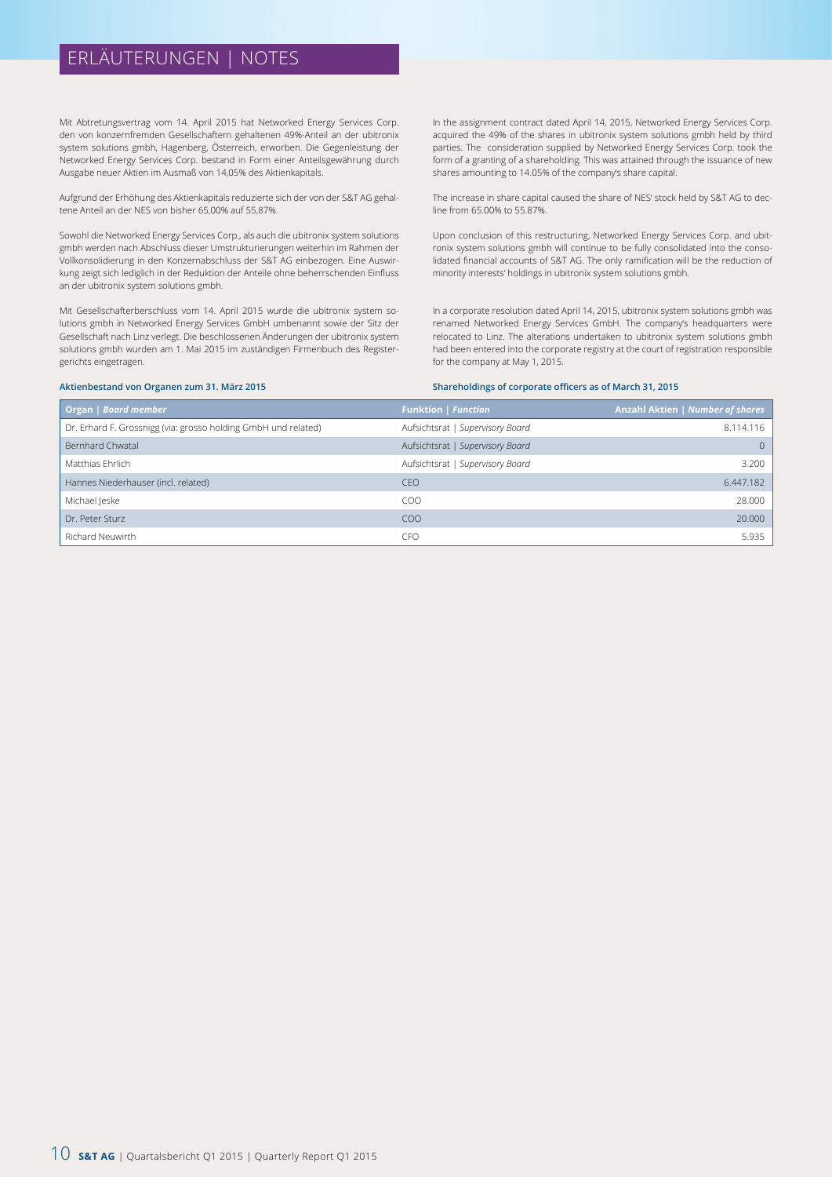# ERLÄUTERUNGEN | NOTES

Mit Abtretungsvertrag vom 14. April 2015 hat Networked Energy Services Corp. den von konzernfremden Gesellschaftern gehaltenen 49%-Anteil an der ubitronix system solutions gmbh, Hagenberg, Österreich, erworben. Die Gegenleistung der Networked Energy Services Corp. bestand in Form einer Anteilsgewährung durch Ausgabe neuer Aktien im Ausmaß von 14,05% des Aktienkapitals.

Aufgrund der Erhöhung des Aktienkapitals reduzierte sich der von der S&T AG gehaltene Anteil an der NES von bisher 65,00% auf 55,87%.

Sowohl die Networked Energy Services Corp., als auch die ubitronix system solutions gmbh werden nach Abschluss dieser Umstrukturierungen weiterhin im Rahmen der Vollkonsolidierung in den Konzernabschluss der S&T AG einbezogen. Eine Auswirkung zeigt sich lediglich in der Reduktion der Anteile ohne beherrschenden Einfluss an der ubitronix system solutions gmbh.

Mit Gesellschafterberschluss vom 14. April 2015 wurde die ubitronix system solutions gmbh in Networked Energy Services GmbH umbenannt sowie der Sitz der Gesellschaft nach Linz verlegt. Die beschlossenen Änderungen der ubitronix system solutions gmbh wurden am 1. Mai 2015 im zuständigen Firmenbuch des Registergerichts eingetragen.

In the assignment contract dated April 14, 2015, Networked Energy Services Corp. acquired the 49% of the shares in ubitronix system solutions gmbh held by third parties. The consideration supplied by Networked Energy Services Corp. took the form of a granting of a shareholding. This was attained through the issuance of new shares amounting to 14.05% of the company's share capital.

The increase in share capital caused the share of NES' stock held by S&T AG to decline from 65.00% to 55.87%.

Upon conclusion of this restructuring, Networked Energy Services Corp. and ubitronix system solutions gmbh will continue to be fully consolidated into the consolidated financial accounts of S&T AG. The only ramification will be the reduction of minority interests' holdings in ubitronix system solutions gmbh.

In a corporate resolution dated April 14, 2015, ubitronix system solutions gmbh was renamed Networked Energy Services GmbH. The company's headquarters were relocated to Linz. The alterations undertaken to ubitronix system solutions gmbh had been entered into the corporate registry at the court of registration responsible for the company at May 1, 2015.

**Aktienbestand von Organen zum 31. März 2015**

**Shareholdings of corporate officers as of March 31, 2015**

| Organ \| *Board member* | Funktion \| *Function* | Anzahl Aktien \| *Number of shares* |
|---|---|---|
| Dr. Erhard F. Grossnigg (via: grosso holding GmbH und related) | Aufsichtsrat \| *Supervisory Board* | 8.114.116 |
| Bernhard Chwatal | Aufsichtsrat \| *Supervisory Board* | 0 |
| Matthias Ehrlich | Aufsichtsrat \| *Supervisory Board* | 3.200 |
| Hannes Niederhauser (incl. related) | CEO | 6.447.182 |
| Michael Jeske | COO | 28.000 |
| Dr. Peter Sturz | COO | 20.000 |
| Richard Neuwirth | CFO | 5.935 |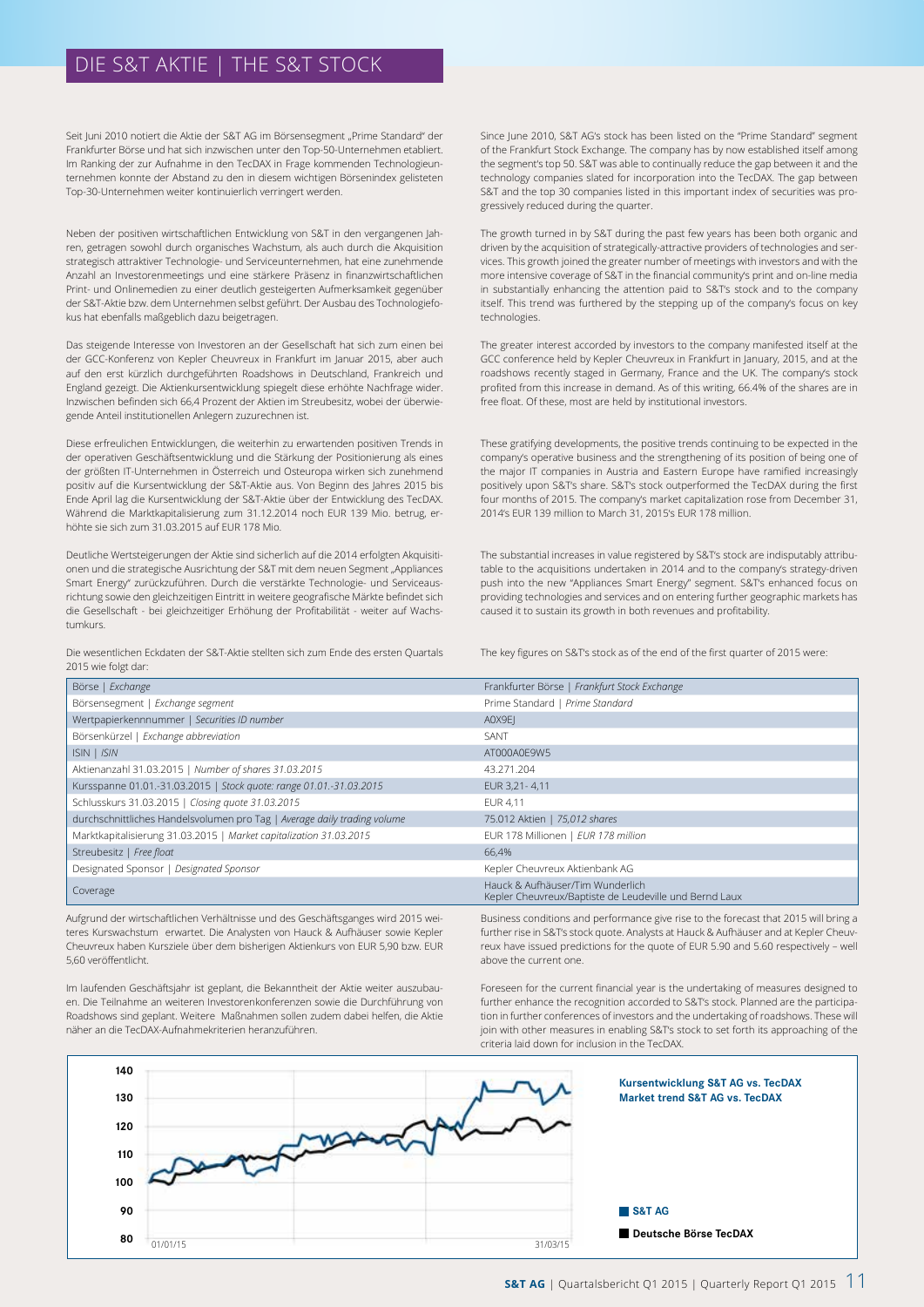# DIE S&T AKTIE | THE S&T STOCK

Seit Juni 2010 notiert die Aktie der S&T AG im Börsensegment „Prime Standard" der Frankfurter Börse und hat sich inzwischen unter den Top-50-Unternehmen etabliert. Im Ranking der zur Aufnahme in den TecDAX in Frage kommenden Technologieunternehmen konnte der Abstand zu den in diesem wichtigen Börsenindex gelisteten Top-30-Unternehmen weiter kontinuierlich verringert werden.

Neben der positiven wirtschaftlichen Entwicklung von S&T in den vergangenen Jahren, getragen sowohl durch organisches Wachstum, als auch durch die Akquisition strategisch attraktiver Technologie- und Serviceunternehmen, hat eine zunehmende Anzahl an Investorenmeetings und eine stärkere Präsenz in finanzwirtschaftlichen Print- und Onlinemedien zu einer deutlich gesteigerten Aufmerksamkeit gegenüber der S&T-Aktie bzw. dem Unternehmen selbst geführt. Der Ausbau des Technologiefokus hat ebenfalls maßgeblich dazu beigetragen.

Das steigende Interesse von Investoren an der Gesellschaft hat sich zum einen bei der GCC-Konferenz von Kepler Cheuvreux in Frankfurt im Januar 2015, aber auch auf den erst kürzlich durchgeführten Roadshows in Deutschland, Frankreich und England gezeigt. Die Aktienkursentwicklung spiegelt diese erhöhte Nachfrage wider. Inzwischen befinden sich 66,4 Prozent der Aktien im Streubesitz, wobei der überwiegende Anteil institutionellen Anlegern zuzurechnen ist.

Diese erfreulichen Entwicklungen, die weiterhin zu erwartenden positiven Trends in der operativen Geschäftsentwicklung und die Stärkung der Positionierung als eines der größten IT-Unternehmen in Österreich und Osteuropa wirken sich zunehmend positiv auf die Kursentwicklung der S&T-Aktie aus. Von Beginn des Jahres 2015 bis Ende April lag die Kursentwicklung der S&T-Aktie über der Entwicklung des TecDAX. Während die Marktkapitalisierung zum 31.12.2014 noch EUR 139 Mio. betrug, erhöhte sie sich zum 31.03.2015 auf EUR 178 Mio.

Deutliche Wertsteigerungen der Aktie sind sicherlich auf die 2014 erfolgten Akquisitionen und die strategische Ausrichtung der S&T mit dem neuen Segment „Appliances Smart Energy" zurückzuführen. Durch die verstärkte Technologie- und Serviceausrichtung sowie den gleichzeitigen Eintritt in weitere geografische Märkte befindet sich die Gesellschaft - bei gleichzeitiger Erhöhung der Profitabilität - weiter auf Wachstumkurs.

Die wesentlichen Eckdaten der S&T-Aktie stellten sich zum Ende des ersten Quartals 2015 wie folgt dar:

Since June 2010, S&T AG's stock has been listed on the "Prime Standard" segment of the Frankfurt Stock Exchange. The company has by now established itself among the segment's top 50. S&T was able to continually reduce the gap between it and the technology companies slated for incorporation into the TecDAX. The gap between S&T and the top 30 companies listed in this important index of securities was progressively reduced during the quarter.

The growth turned in by S&T during the past few years has been both organic and driven by the acquisition of strategically-attractive providers of technologies and services. This growth joined the greater number of meetings with investors and with the more intensive coverage of S&T in the financial community's print and on-line media in substantially enhancing the attention paid to S&T's stock and to the company itself. This trend was furthered by the stepping up of the company's focus on key technologies.

The greater interest accorded by investors to the company manifested itself at the GCC conference held by Kepler Cheuvreux in Frankfurt in January, 2015, and at the roadshows recently staged in Germany, France and the UK. The company's stock profited from this increase in demand. As of this writing, 66.4% of the shares are in free float. Of these, most are held by institutional investors.

These gratifying developments, the positive trends continuing to be expected in the company's operative business and the strengthening of its position of being one of the major IT companies in Austria and Eastern Europe have ramified increasingly positively upon S&T's share. S&T's stock outperformed the TecDAX during the first four months of 2015. The company's market capitalization rose from December 31, 2014's EUR 139 million to March 31, 2015's EUR 178 million.

The substantial increases in value registered by S&T's stock are indisputably attributable to the acquisitions undertaken in 2014 and to the company's strategy-driven push into the new "Appliances Smart Energy" segment. S&T's enhanced focus on providing technologies and services and on entering further geographic markets has caused it to sustain its growth in both revenues and profitability.

The key figures on S&T's stock as of the end of the first quarter of 2015 were:

| | |
|---|---|
| Börse \| *Exchange* | Frankfurter Börse \| *Frankfurt Stock Exchange* |
| Börsensegment \| *Exchange segment* | Prime Standard \| *Prime Standard* |
| Wertpapierkennnummer \| *Securities ID number* | A0X9EJ |
| Börsenkürzel \| *Exchange abbreviation* | SANT |
| ISIN \| *ISIN* | AT000A0E9W5 |
| Aktienanzahl 31.03.2015 \| *Number of shares 31.03.2015* | 43.271.204 |
| Kursspanne 01.01.-31.03.2015 \| *Stock quote: range 01.01.-31.03.2015* | EUR 3,21 - 4,11 |
| Schlusskurs 31.03.2015 \| *Closing quote 31.03.2015* | EUR 4,11 |
| durchschnittliches Handelsvolumen pro Tag \| *Average daily trading volume* | 75.012 Aktien \| *75,012 shares* |
| Marktkapitalisierung 31.03.2015 \| *Market capitalization 31.03.2015* | EUR 178 Millionen \| *EUR 178 million* |
| Streubesitz \| *Free float* | 66,4% |
| Designated Sponsor \| *Designated Sponsor* | Kepler Cheuvreux Aktienbank AG |
| Coverage | Hauck & Aufhäuser/Tim Wunderlich<br>Kepler Cheuvreux/Baptiste de Leudeville und Bernd Laux |

Aufgrund der wirtschaftlichen Verhältnisse und des Geschäftsganges wird 2015 weiteres Kurswachstum erwartet. Die Analysten von Hauck & Aufhäuser sowie Kepler Cheuvreux haben Kursziele über dem bisherigen Aktienkurs von EUR 5,90 bzw. EUR 5,60 veröffentlicht.

Im laufenden Geschäftsjahr ist geplant, die Bekanntheit der Aktie weiter auszubauen. Die Teilnahme an weiteren Investorenkonferenzen sowie die Durchführung von Roadshows sind geplant. Weitere Maßnahmen sollen zudem dabei helfen, die Aktie näher an die TecDAX-Aufnahmekriterien heranzuführen.

Business conditions and performance give rise to the forecast that 2015 will bring a further rise in S&T's stock quote. Analysts at Hauck & Aufhäuser and at Kepler Cheuvreux have issued predictions for the quote of EUR 5.90 and 5.60 respectively – well above the current one.

Foreseen for the current financial year is the undertaking of measures designed to further enhance the recognition accorded to S&T's stock. Planned are the participation in further conferences of investors and the undertaking of roadshows. These will join with other measures in enabling S&T's stock to set forth its approaching of the criteria laid down for inclusion in the TecDAX.

**Kursentwicklung S&T AG vs. TecDAX**
**Market trend S&T AG vs. TecDAX**

S&T AG
Deutsche Börse TecDAX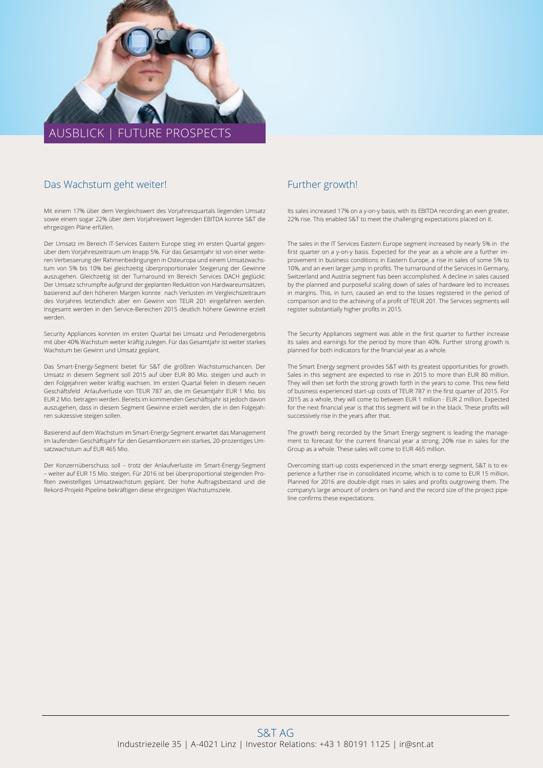# AUSBLICK | FUTURE PROSPECTS

## Das Wachstum geht weiter!

Mit einem 17% über dem Vergleichswert des Vorjahresquartals liegenden Umsatz sowie einem sogar 22% über dem Vorjahreswert liegenden EBITDA konnte S&T die ehrgeizigen Pläne erfüllen.

Der Umsatz im Bereich IT-Services Eastern Europe stieg im ersten Quartal gegenüber dem Vorjahreszeitraum um knapp 5%. Für das Gesamtjahr ist von einer weiteren Verbesserung der Rahmenbedingungen in Osteuropa und einem Umsatzwachstum von 5% bis 10% bei gleichzeitig überproportionaler Steigerung der Gewinne auszugehen. Gleichzeitig ist der Turnaround im Bereich Services DACH geglückt: Der Umsatz schrumpfte aufgrund der geplanten Reduktion von Hardwareumsätzen, basierend auf den höheren Margen konnte nach Verlusten im Vergleichszeitraum des Vorjahres letztendlich aber ein Gewinn von TEUR 201 eingefahren werden. Insgesamt werden in den Service-Bereichen 2015 deutlich höhere Gewinne erzielt werden.

Security Appliances konnten im ersten Quartal bei Umsatz und Periodenergebnis mit über 40% Wachstum weiter kräftig zulegen. Für das Gesamtjahr ist weiter starkes Wachstum bei Gewinn und Umsatz geplant.

Das Smart-Energy-Segment bietet für S&T die größten Wachstumschancen. Der Umsatz in diesem Segment soll 2015 auf über EUR 80 Mio. steigen und auch in den Folgejahren weiter kräftig wachsen. Im ersten Quartal fielen in diesem neuen Geschäftsfeld Anlaufverluste von TEUR 787 an, die im Gesamtjahr EUR 1 Mio. bis EUR 2 Mio. betragen werden. Bereits im kommenden Geschäftsjahr ist jedoch davon auszugehen, dass in diesem Segment Gewinne erzielt werden, die in den Folgejahren sukzessive steigen sollen.

Basierend auf dem Wachstum im Smart-Energy-Segment erwartet das Management im laufenden Geschäftsjahr für den Gesamtkonzern ein starkes, 20-prozentiges Umsatzwachstum auf EUR 465 Mio.

Der Konzernüberschuss soll – trotz der Anlaufverluste im Smart-Energy-Segment – weiter auf EUR 15 Mio. steigen. Für 2016 ist bei überproportional steigenden Profiten zweistelliges Umsatzwachstum geplant. Der hohe Auftragsbestand und die Rekord-Projekt-Pipeline bekräftigen diese ehrgeizigen Wachstumsziele.

## Further growth!

Its sales increased 17% on a y-on-y basis, with its EBITDA recording an even greater, 22% rise. This enabled S&T to meet the challenging expectations placed on it.

The sales in the IT Services Eastern Europe segment increased by nearly 5% in the first quarter on a y-on-y basis. Expected for the year as a whole are a further improvement in business conditions in Eastern Europe, a rise in sales of some 5% to 10%, and an even larger jump in profits. The turnaround of the Services in Germany, Switzerland and Austria segment has been accomplished. A decline in sales caused by the planned and purposeful scaling down of sales of hardware led to increases in margins. This, in turn, caused an end to the losses registered in the period of comparison and to the achieving of a profit of TEUR 201. The Services segments will register substantially higher profits in 2015.

The Security Appliances segment was able in the first quarter to further increase its sales and earnings for the period by more than 40%. Further strong growth is planned for both indicators for the financial year as a whole.

The Smart Energy segment provides S&T with its greatest opportunities for growth. Sales in this segment are expected to rise in 2015 to more than EUR 80 million. They will then set forth the strong growth forth in the years to come. This new field of business experienced start-up costs of TEUR 787 in the first quarter of 2015. For 2015 as a whole, they will come to between EUR 1 million - EUR 2 million. Expected for the next financial year is that this segment will be in the black. These profits will successively rise in the years after that.

The growth being recorded by the Smart Energy segment is leading the management to forecast for the current financial year a strong, 20% rise in sales for the Group as a whole. These sales will come to EUR 465 million.

Overcoming start-up costs experienced in the smart energy segment, S&T is to experience a further rise in consolidated income, which is to come to EUR 15 million. Planned for 2016 are double-digit rises in sales and profits outgrowing them. The company's large amount of orders on hand and the record size of the project pipeline confirms these expectations.

S&T AG
Industriezeile 35 | A-4021 Linz | Investor Relations: +43 1 80191 1125 | ir@snt.at